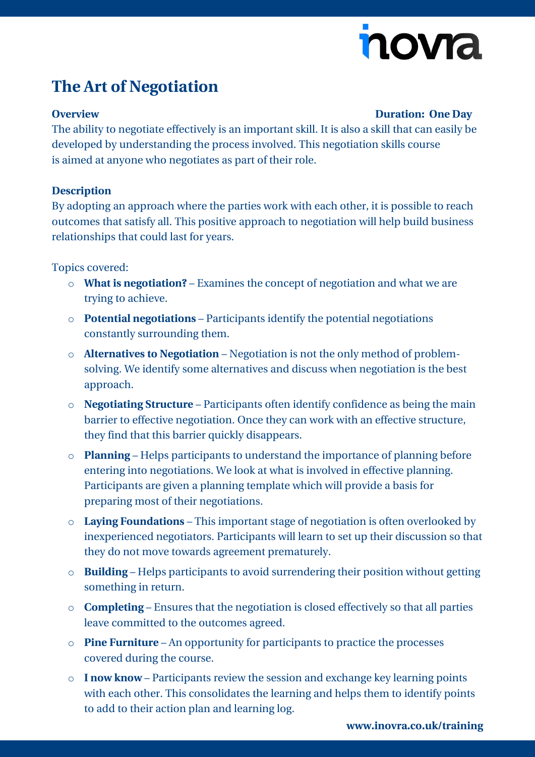# The Art of Negotiation

**Overview** **Duration: One Day**

The ability to negotiate effectively is an important skill. It is also a skill that can easily be developed by understanding the process involved. This negotiation skills course is aimed at anyone who negotiates as part of their role.

**Description**

By adopting an approach where the parties work with each other, it is possible to reach outcomes that satisfy all. This positive approach to negotiation will help build business relationships that could last for years.

Topics covered:

- **What is negotiation?** – Examines the concept of negotiation and what we are trying to achieve.
- **Potential negotiations** – Participants identify the potential negotiations constantly surrounding them.
- **Alternatives to Negotiation** – Negotiation is not the only method of problem-solving. We identify some alternatives and discuss when negotiation is the best approach.
- **Negotiating Structure** – Participants often identify confidence as being the main barrier to effective negotiation. Once they can work with an effective structure, they find that this barrier quickly disappears.
- **Planning** – Helps participants to understand the importance of planning before entering into negotiations. We look at what is involved in effective planning. Participants are given a planning template which will provide a basis for preparing most of their negotiations.
- **Laying Foundations** – This important stage of negotiation is often overlooked by inexperienced negotiators. Participants will learn to set up their discussion so that they do not move towards agreement prematurely.
- **Building** – Helps participants to avoid surrendering their position without getting something in return.
- **Completing** – Ensures that the negotiation is closed effectively so that all parties leave committed to the outcomes agreed.
- **Pine Furniture** – An opportunity for participants to practice the processes covered during the course.
- **I now know** – Participants review the session and exchange key learning points with each other. This consolidates the learning and helps them to identify points to add to their action plan and learning log.

**www.inovra.co.uk/training**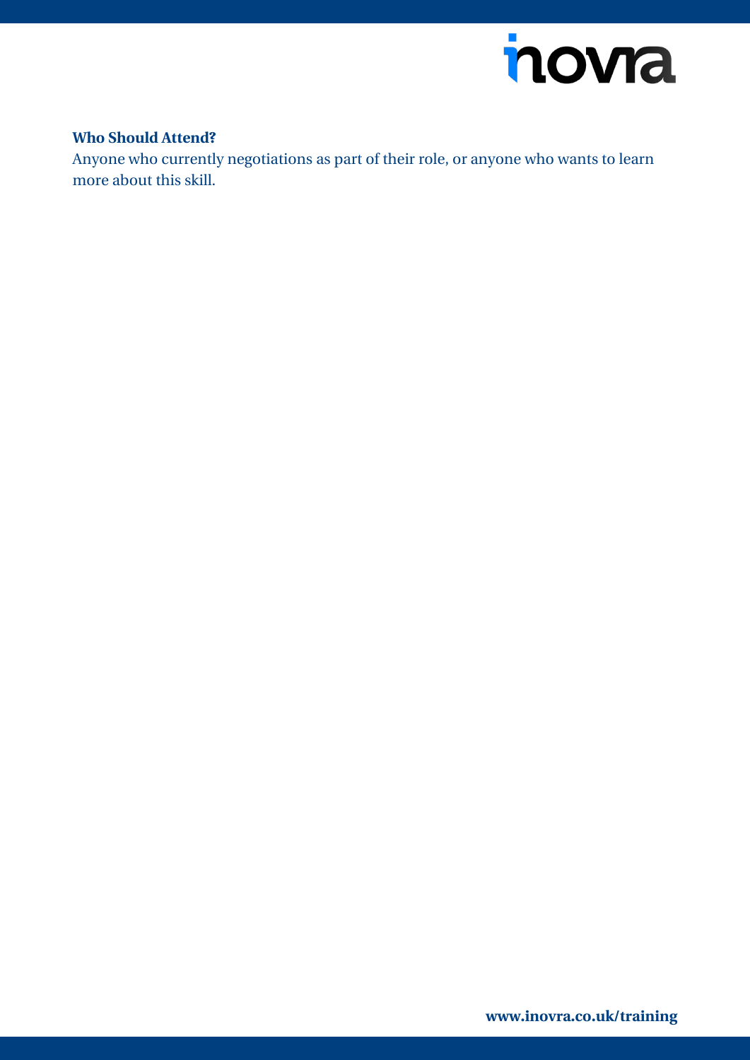**Who Should Attend?**

Anyone who currently negotiations as part of their role, or anyone who wants to learn more about this skill.

**www.inovra.co.uk/training**